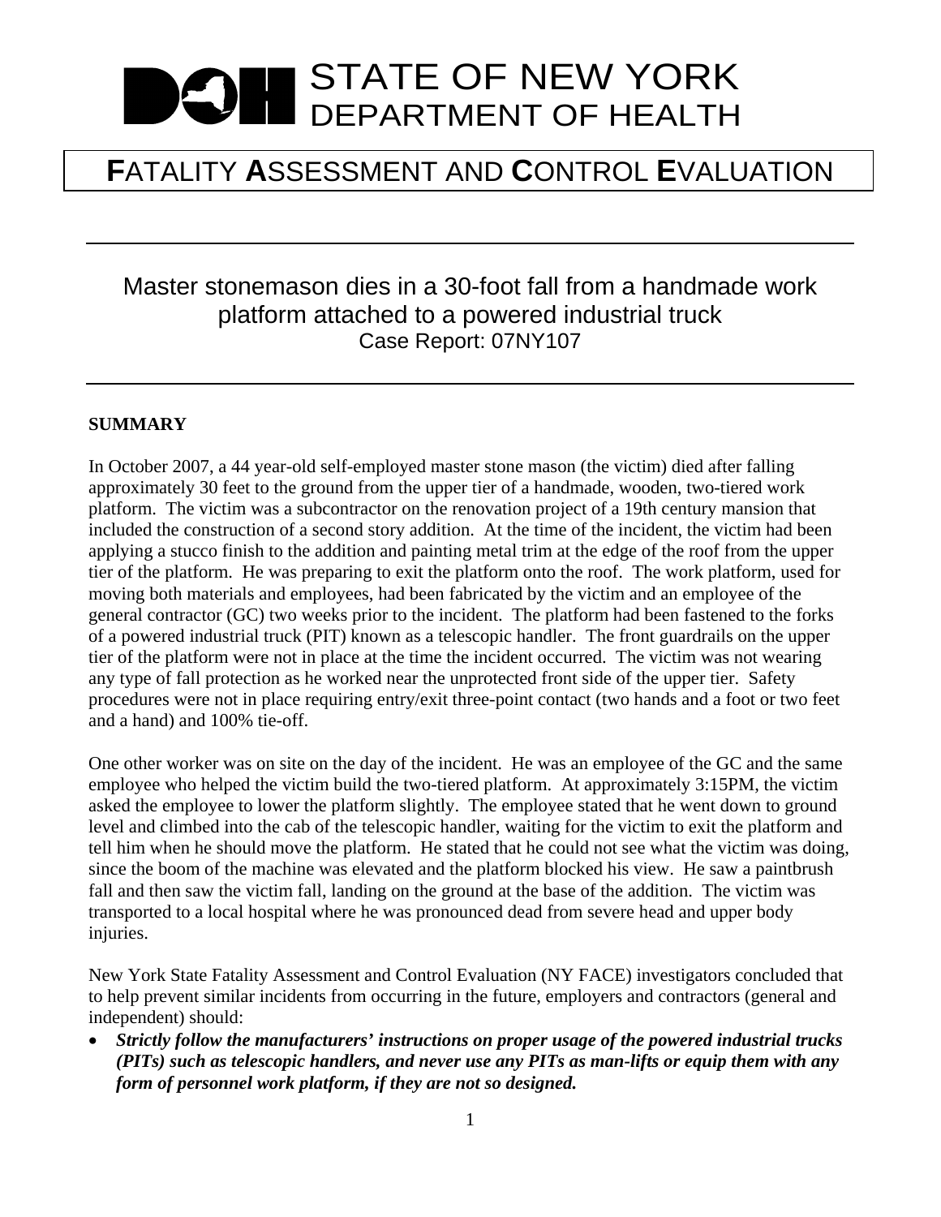# STATE OF NEW YORK DEPARTMENT OF HEALTH

# FATALITY ASSESSMENT AND CONTROL EVALUATION

## Master stonemason dies in a 30-foot fall from a handmade work platform attached to a powered industrial truck

Case Report: 07NY107

### SUMMARY

In October 2007, a 44 year-old self-employed master stone mason (the victim) died after falling approximately 30 feet to the ground from the upper tier of a handmade, wooden, two-tiered work platform. The victim was a subcontractor on the renovation project of a 19th century mansion that included the construction of a second story addition. At the time of the incident, the victim had been applying a stucco finish to the addition and painting metal trim at the edge of the roof from the upper tier of the platform. He was preparing to exit the platform onto the roof. The work platform, used for moving both materials and employees, had been fabricated by the victim and an employee of the general contractor (GC) two weeks prior to the incident. The platform had been fastened to the forks of a powered industrial truck (PIT) known as a telescopic handler. The front guardrails on the upper tier of the platform were not in place at the time the incident occurred. The victim was not wearing any type of fall protection as he worked near the unprotected front side of the upper tier. Safety procedures were not in place requiring entry/exit three-point contact (two hands and a foot or two feet and a hand) and 100% tie-off.

One other worker was on site on the day of the incident. He was an employee of the GC and the same employee who helped the victim build the two-tiered platform. At approximately 3:15PM, the victim asked the employee to lower the platform slightly. The employee stated that he went down to ground level and climbed into the cab of the telescopic handler, waiting for the victim to exit the platform and tell him when he should move the platform. He stated that he could not see what the victim was doing, since the boom of the machine was elevated and the platform blocked his view. He saw a paintbrush fall and then saw the victim fall, landing on the ground at the base of the addition. The victim was transported to a local hospital where he was pronounced dead from severe head and upper body injuries.

New York State Fatality Assessment and Control Evaluation (NY FACE) investigators concluded that to help prevent similar incidents from occurring in the future, employers and contractors (general and independent) should:

- ***Strictly follow the manufacturers' instructions on proper usage of the powered industrial trucks (PITs) such as telescopic handlers, and never use any PITs as man-lifts or equip them with any form of personnel work platform, if they are not so designed.***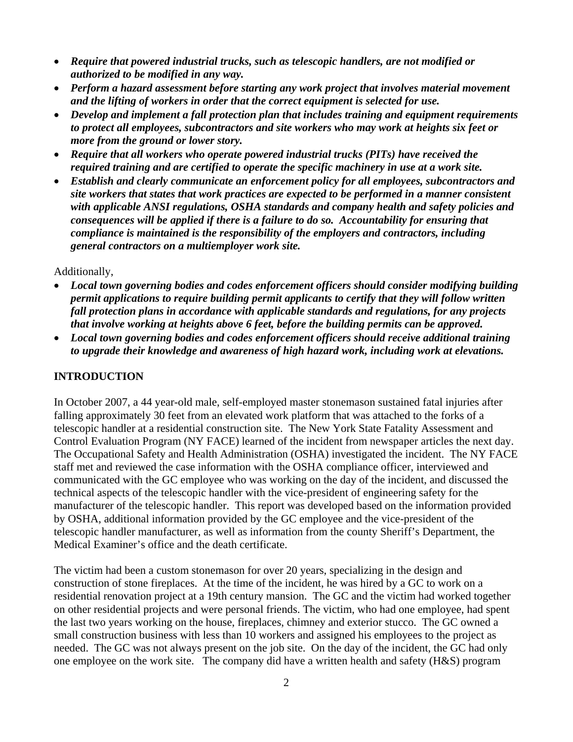- ***Require that powered industrial trucks, such as telescopic handlers, are not modified or authorized to be modified in any way.***
- ***Perform a hazard assessment before starting any work project that involves material movement and the lifting of workers in order that the correct equipment is selected for use.***
- ***Develop and implement a fall protection plan that includes training and equipment requirements to protect all employees, subcontractors and site workers who may work at heights six feet or more from the ground or lower story.***
- ***Require that all workers who operate powered industrial trucks (PITs) have received the required training and are certified to operate the specific machinery in use at a work site.***
- ***Establish and clearly communicate an enforcement policy for all employees, subcontractors and site workers that states that work practices are expected to be performed in a manner consistent with applicable ANSI regulations, OSHA standards and company health and safety policies and consequences will be applied if there is a failure to do so. Accountability for ensuring that compliance is maintained is the responsibility of the employers and contractors, including general contractors on a multiemployer work site.***

Additionally,

- ***Local town governing bodies and codes enforcement officers should consider modifying building permit applications to require building permit applicants to certify that they will follow written fall protection plans in accordance with applicable standards and regulations, for any projects that involve working at heights above 6 feet, before the building permits can be approved.***
- ***Local town governing bodies and codes enforcement officers should receive additional training to upgrade their knowledge and awareness of high hazard work, including work at elevations.***

## INTRODUCTION

In October 2007, a 44 year-old male, self-employed master stonemason sustained fatal injuries after falling approximately 30 feet from an elevated work platform that was attached to the forks of a telescopic handler at a residential construction site. The New York State Fatality Assessment and Control Evaluation Program (NY FACE) learned of the incident from newspaper articles the next day. The Occupational Safety and Health Administration (OSHA) investigated the incident. The NY FACE staff met and reviewed the case information with the OSHA compliance officer, interviewed and communicated with the GC employee who was working on the day of the incident, and discussed the technical aspects of the telescopic handler with the vice-president of engineering safety for the manufacturer of the telescopic handler. This report was developed based on the information provided by OSHA, additional information provided by the GC employee and the vice-president of the telescopic handler manufacturer, as well as information from the county Sheriff's Department, the Medical Examiner's office and the death certificate.

The victim had been a custom stonemason for over 20 years, specializing in the design and construction of stone fireplaces. At the time of the incident, he was hired by a GC to work on a residential renovation project at a 19th century mansion. The GC and the victim had worked together on other residential projects and were personal friends. The victim, who had one employee, had spent the last two years working on the house, fireplaces, chimney and exterior stucco. The GC owned a small construction business with less than 10 workers and assigned his employees to the project as needed. The GC was not always present on the job site. On the day of the incident, the GC had only one employee on the work site. The company did have a written health and safety (H&S) program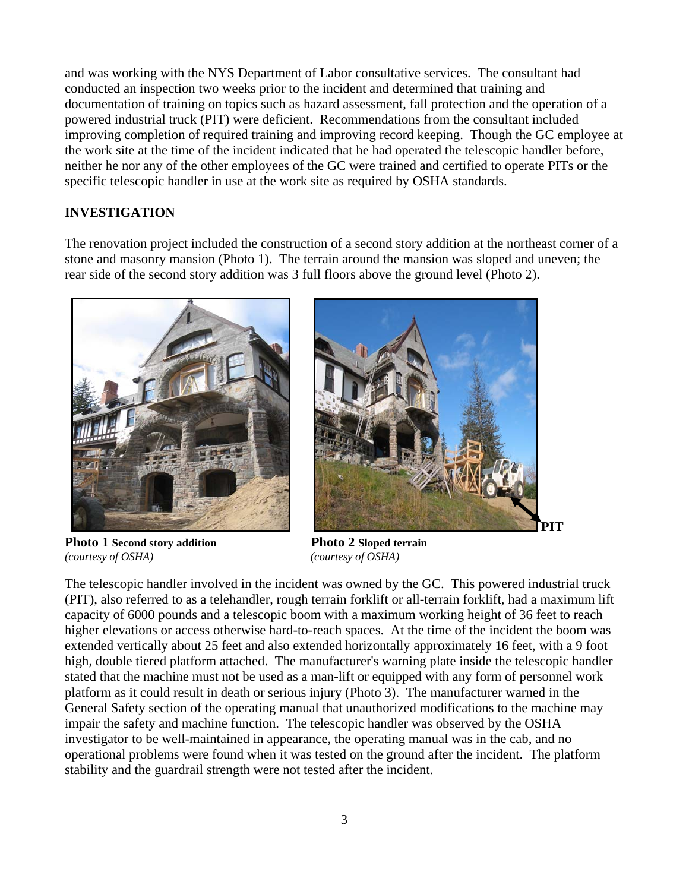and was working with the NYS Department of Labor consultative services. The consultant had conducted an inspection two weeks prior to the incident and determined that training and documentation of training on topics such as hazard assessment, fall protection and the operation of a powered industrial truck (PIT) were deficient. Recommendations from the consultant included improving completion of required training and improving record keeping. Though the GC employee at the work site at the time of the incident indicated that he had operated the telescopic handler before, neither he nor any of the other employees of the GC were trained and certified to operate PITs or the specific telescopic handler in use at the work site as required by OSHA standards.

## INVESTIGATION

The renovation project included the construction of a second story addition at the northeast corner of a stone and masonry mansion (Photo 1). The terrain around the mansion was sloped and uneven; the rear side of the second story addition was 3 full floors above the ground level (Photo 2).

**Photo 1** **Second story addition**
*(courtesy of OSHA)*

**PIT**

**Photo 2** **Sloped terrain**
*(courtesy of OSHA)*

The telescopic handler involved in the incident was owned by the GC. This powered industrial truck (PIT), also referred to as a telehandler, rough terrain forklift or all-terrain forklift, had a maximum lift capacity of 6000 pounds and a telescopic boom with a maximum working height of 36 feet to reach higher elevations or access otherwise hard-to-reach spaces. At the time of the incident the boom was extended vertically about 25 feet and also extended horizontally approximately 16 feet, with a 9 foot high, double tiered platform attached. The manufacturer's warning plate inside the telescopic handler stated that the machine must not be used as a man-lift or equipped with any form of personnel work platform as it could result in death or serious injury (Photo 3). The manufacturer warned in the General Safety section of the operating manual that unauthorized modifications to the machine may impair the safety and machine function. The telescopic handler was observed by the OSHA investigator to be well-maintained in appearance, the operating manual was in the cab, and no operational problems were found when it was tested on the ground after the incident. The platform stability and the guardrail strength were not tested after the incident.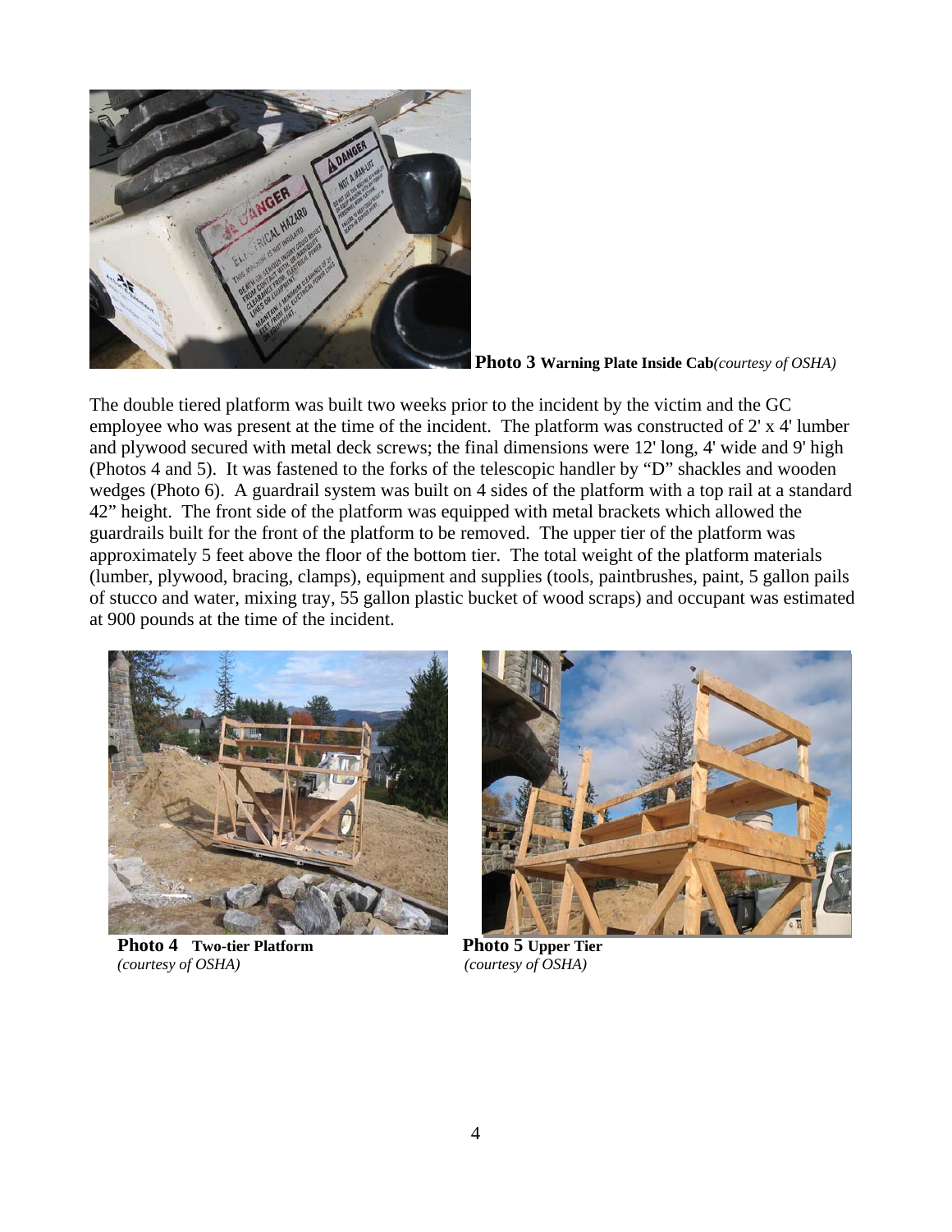**Photo 3** **Warning Plate Inside Cab***(courtesy of OSHA)*

The double tiered platform was built two weeks prior to the incident by the victim and the GC employee who was present at the time of the incident. The platform was constructed of 2' x 4' lumber and plywood secured with metal deck screws; the final dimensions were 12' long, 4' wide and 9' high (Photos 4 and 5). It was fastened to the forks of the telescopic handler by "D" shackles and wooden wedges (Photo 6). A guardrail system was built on 4 sides of the platform with a top rail at a standard 42" height. The front side of the platform was equipped with metal brackets which allowed the guardrails built for the front of the platform to be removed. The upper tier of the platform was approximately 5 feet above the floor of the bottom tier. The total weight of the platform materials (lumber, plywood, bracing, clamps), equipment and supplies (tools, paintbrushes, paint, 5 gallon pails of stucco and water, mixing tray, 55 gallon plastic bucket of wood scraps) and occupant was estimated at 900 pounds at the time of the incident.

**Photo 4** **Two-tier Platform**
*(courtesy of OSHA)*

**Photo 5** **Upper Tier**
*(courtesy of OSHA)*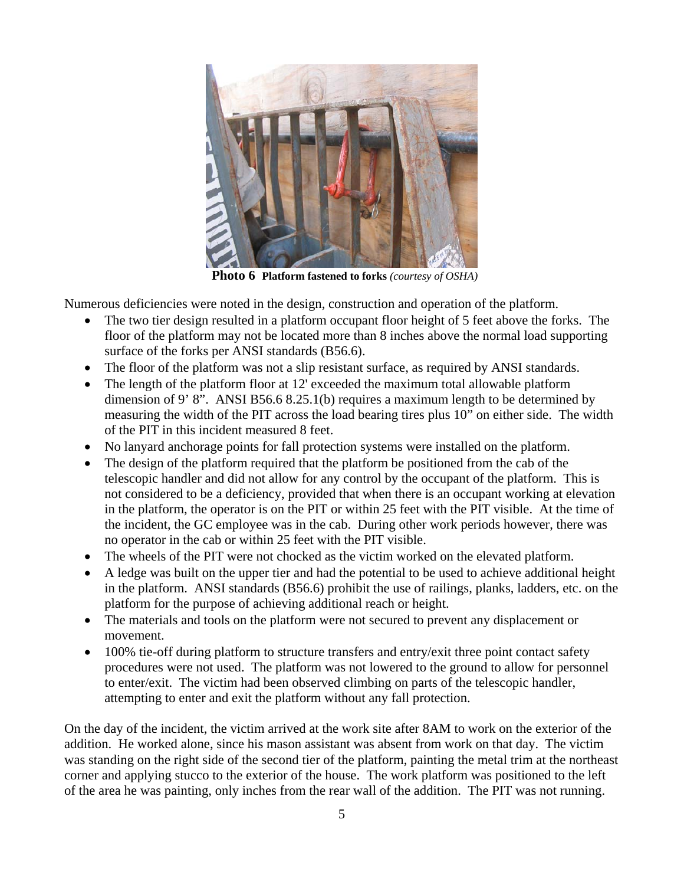**Photo 6** **Platform fastened to forks** *(courtesy of OSHA)*

Numerous deficiencies were noted in the design, construction and operation of the platform.

- The two tier design resulted in a platform occupant floor height of 5 feet above the forks. The floor of the platform may not be located more than 8 inches above the normal load supporting surface of the forks per ANSI standards (B56.6).
- The floor of the platform was not a slip resistant surface, as required by ANSI standards.
- The length of the platform floor at 12' exceeded the maximum total allowable platform dimension of 9' 8". ANSI B56.6 8.25.1(b) requires a maximum length to be determined by measuring the width of the PIT across the load bearing tires plus 10" on either side. The width of the PIT in this incident measured 8 feet.
- No lanyard anchorage points for fall protection systems were installed on the platform.
- The design of the platform required that the platform be positioned from the cab of the telescopic handler and did not allow for any control by the occupant of the platform. This is not considered to be a deficiency, provided that when there is an occupant working at elevation in the platform, the operator is on the PIT or within 25 feet with the PIT visible. At the time of the incident, the GC employee was in the cab. During other work periods however, there was no operator in the cab or within 25 feet with the PIT visible.
- The wheels of the PIT were not chocked as the victim worked on the elevated platform.
- A ledge was built on the upper tier and had the potential to be used to achieve additional height in the platform. ANSI standards (B56.6) prohibit the use of railings, planks, ladders, etc. on the platform for the purpose of achieving additional reach or height.
- The materials and tools on the platform were not secured to prevent any displacement or movement.
- 100% tie-off during platform to structure transfers and entry/exit three point contact safety procedures were not used. The platform was not lowered to the ground to allow for personnel to enter/exit. The victim had been observed climbing on parts of the telescopic handler, attempting to enter and exit the platform without any fall protection.

On the day of the incident, the victim arrived at the work site after 8AM to work on the exterior of the addition. He worked alone, since his mason assistant was absent from work on that day. The victim was standing on the right side of the second tier of the platform, painting the metal trim at the northeast corner and applying stucco to the exterior of the house. The work platform was positioned to the left of the area he was painting, only inches from the rear wall of the addition. The PIT was not running.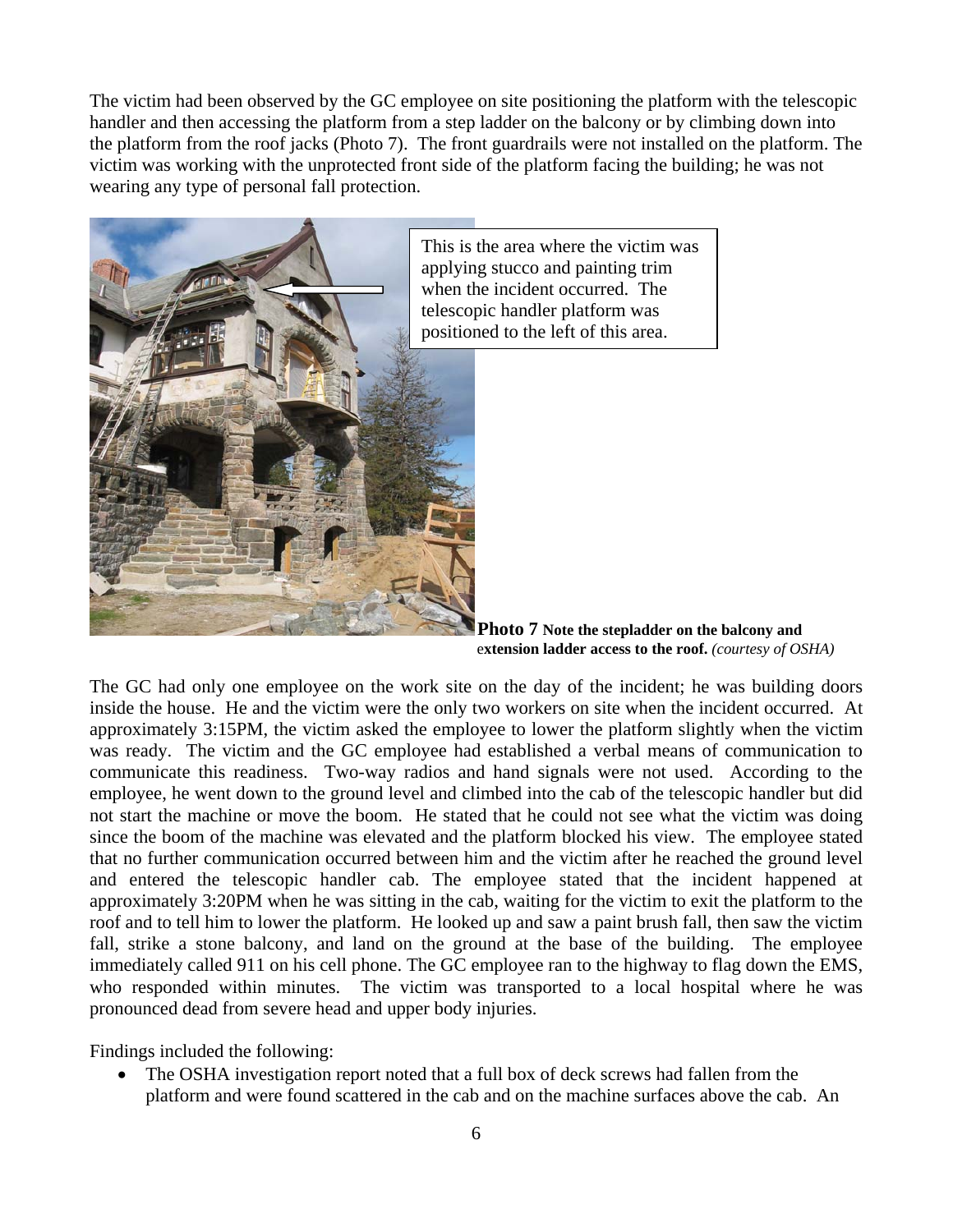The victim had been observed by the GC employee on site positioning the platform with the telescopic handler and then accessing the platform from a step ladder on the balcony or by climbing down into the platform from the roof jacks (Photo 7). The front guardrails were not installed on the platform. The victim was working with the unprotected front side of the platform facing the building; he was not wearing any type of personal fall protection.

This is the area where the victim was applying stucco and painting trim when the incident occurred. The telescopic handler platform was positioned to the left of this area.

**Photo 7 Note the stepladder on the balcony and extension ladder access to the roof.** *(courtesy of OSHA)*

The GC had only one employee on the work site on the day of the incident; he was building doors inside the house. He and the victim were the only two workers on site when the incident occurred. At approximately 3:15PM, the victim asked the employee to lower the platform slightly when the victim was ready. The victim and the GC employee had established a verbal means of communication to communicate this readiness. Two-way radios and hand signals were not used. According to the employee, he went down to the ground level and climbed into the cab of the telescopic handler but did not start the machine or move the boom. He stated that he could not see what the victim was doing since the boom of the machine was elevated and the platform blocked his view. The employee stated that no further communication occurred between him and the victim after he reached the ground level and entered the telescopic handler cab. The employee stated that the incident happened at approximately 3:20PM when he was sitting in the cab, waiting for the victim to exit the platform to the roof and to tell him to lower the platform. He looked up and saw a paint brush fall, then saw the victim fall, strike a stone balcony, and land on the ground at the base of the building. The employee immediately called 911 on his cell phone. The GC employee ran to the highway to flag down the EMS, who responded within minutes. The victim was transported to a local hospital where he was pronounced dead from severe head and upper body injuries.

Findings included the following:

- The OSHA investigation report noted that a full box of deck screws had fallen from the platform and were found scattered in the cab and on the machine surfaces above the cab. An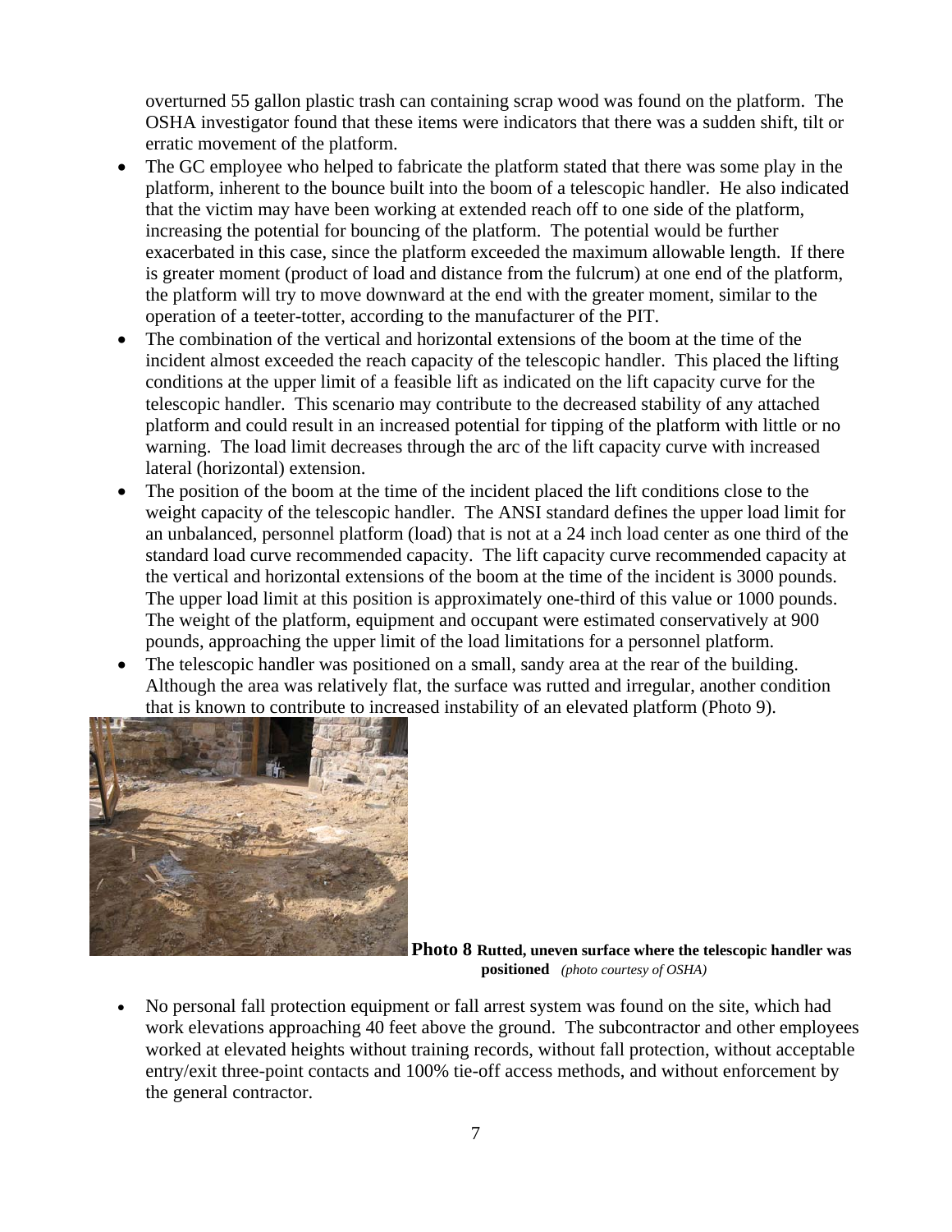overturned 55 gallon plastic trash can containing scrap wood was found on the platform. The OSHA investigator found that these items were indicators that there was a sudden shift, tilt or erratic movement of the platform.

- The GC employee who helped to fabricate the platform stated that there was some play in the platform, inherent to the bounce built into the boom of a telescopic handler. He also indicated that the victim may have been working at extended reach off to one side of the platform, increasing the potential for bouncing of the platform. The potential would be further exacerbated in this case, since the platform exceeded the maximum allowable length. If there is greater moment (product of load and distance from the fulcrum) at one end of the platform, the platform will try to move downward at the end with the greater moment, similar to the operation of a teeter-totter, according to the manufacturer of the PIT.
- The combination of the vertical and horizontal extensions of the boom at the time of the incident almost exceeded the reach capacity of the telescopic handler. This placed the lifting conditions at the upper limit of a feasible lift as indicated on the lift capacity curve for the telescopic handler. This scenario may contribute to the decreased stability of any attached platform and could result in an increased potential for tipping of the platform with little or no warning. The load limit decreases through the arc of the lift capacity curve with increased lateral (horizontal) extension.
- The position of the boom at the time of the incident placed the lift conditions close to the weight capacity of the telescopic handler. The ANSI standard defines the upper load limit for an unbalanced, personnel platform (load) that is not at a 24 inch load center as one third of the standard load curve recommended capacity. The lift capacity curve recommended capacity at the vertical and horizontal extensions of the boom at the time of the incident is 3000 pounds. The upper load limit at this position is approximately one-third of this value or 1000 pounds. The weight of the platform, equipment and occupant were estimated conservatively at 900 pounds, approaching the upper limit of the load limitations for a personnel platform.
- The telescopic handler was positioned on a small, sandy area at the rear of the building. Although the area was relatively flat, the surface was rutted and irregular, another condition that is known to contribute to increased instability of an elevated platform (Photo 9).

**Photo 8 Rutted, uneven surface where the telescopic handler was positioned** *(photo courtesy of OSHA)*

- No personal fall protection equipment or fall arrest system was found on the site, which had work elevations approaching 40 feet above the ground. The subcontractor and other employees worked at elevated heights without training records, without fall protection, without acceptable entry/exit three-point contacts and 100% tie-off access methods, and without enforcement by the general contractor.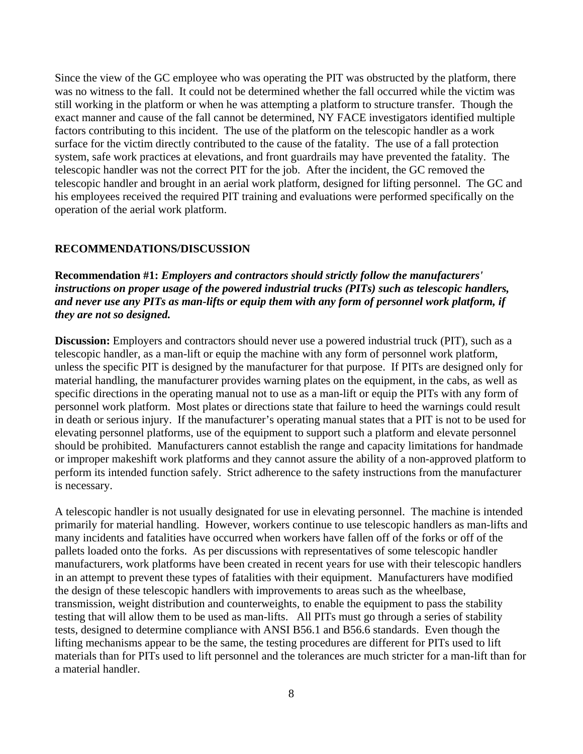Since the view of the GC employee who was operating the PIT was obstructed by the platform, there was no witness to the fall. It could not be determined whether the fall occurred while the victim was still working in the platform or when he was attempting a platform to structure transfer. Though the exact manner and cause of the fall cannot be determined, NY FACE investigators identified multiple factors contributing to this incident. The use of the platform on the telescopic handler as a work surface for the victim directly contributed to the cause of the fatality. The use of a fall protection system, safe work practices at elevations, and front guardrails may have prevented the fatality. The telescopic handler was not the correct PIT for the job. After the incident, the GC removed the telescopic handler and brought in an aerial work platform, designed for lifting personnel. The GC and his employees received the required PIT training and evaluations were performed specifically on the operation of the aerial work platform.

## RECOMMENDATIONS/DISCUSSION

**Recommendation #1:** ***Employers and contractors should strictly follow the manufacturers' instructions on proper usage of the powered industrial trucks (PITs) such as telescopic handlers, and never use any PITs as man-lifts or equip them with any form of personnel work platform, if they are not so designed.***

**Discussion:** Employers and contractors should never use a powered industrial truck (PIT), such as a telescopic handler, as a man-lift or equip the machine with any form of personnel work platform, unless the specific PIT is designed by the manufacturer for that purpose. If PITs are designed only for material handling, the manufacturer provides warning plates on the equipment, in the cabs, as well as specific directions in the operating manual not to use as a man-lift or equip the PITs with any form of personnel work platform. Most plates or directions state that failure to heed the warnings could result in death or serious injury. If the manufacturer's operating manual states that a PIT is not to be used for elevating personnel platforms, use of the equipment to support such a platform and elevate personnel should be prohibited. Manufacturers cannot establish the range and capacity limitations for handmade or improper makeshift work platforms and they cannot assure the ability of a non-approved platform to perform its intended function safely. Strict adherence to the safety instructions from the manufacturer is necessary.

A telescopic handler is not usually designated for use in elevating personnel. The machine is intended primarily for material handling. However, workers continue to use telescopic handlers as man-lifts and many incidents and fatalities have occurred when workers have fallen off of the forks or off of the pallets loaded onto the forks. As per discussions with representatives of some telescopic handler manufacturers, work platforms have been created in recent years for use with their telescopic handlers in an attempt to prevent these types of fatalities with their equipment. Manufacturers have modified the design of these telescopic handlers with improvements to areas such as the wheelbase, transmission, weight distribution and counterweights, to enable the equipment to pass the stability testing that will allow them to be used as man-lifts. All PITs must go through a series of stability tests, designed to determine compliance with ANSI B56.1 and B56.6 standards. Even though the lifting mechanisms appear to be the same, the testing procedures are different for PITs used to lift materials than for PITs used to lift personnel and the tolerances are much stricter for a man-lift than for a material handler.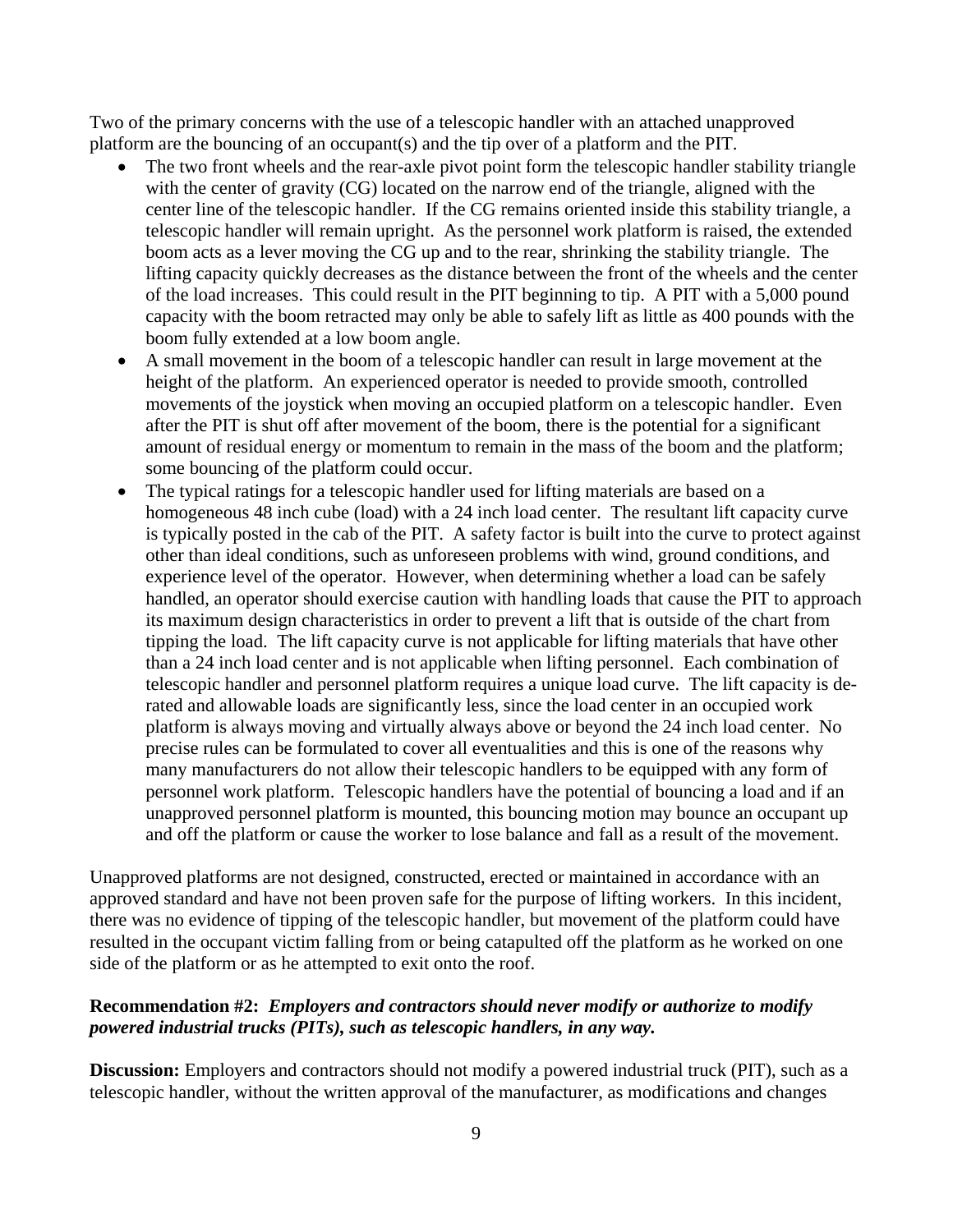Two of the primary concerns with the use of a telescopic handler with an attached unapproved platform are the bouncing of an occupant(s) and the tip over of a platform and the PIT.

- The two front wheels and the rear-axle pivot point form the telescopic handler stability triangle with the center of gravity (CG) located on the narrow end of the triangle, aligned with the center line of the telescopic handler. If the CG remains oriented inside this stability triangle, a telescopic handler will remain upright. As the personnel work platform is raised, the extended boom acts as a lever moving the CG up and to the rear, shrinking the stability triangle. The lifting capacity quickly decreases as the distance between the front of the wheels and the center of the load increases. This could result in the PIT beginning to tip. A PIT with a 5,000 pound capacity with the boom retracted may only be able to safely lift as little as 400 pounds with the boom fully extended at a low boom angle.
- A small movement in the boom of a telescopic handler can result in large movement at the height of the platform. An experienced operator is needed to provide smooth, controlled movements of the joystick when moving an occupied platform on a telescopic handler. Even after the PIT is shut off after movement of the boom, there is the potential for a significant amount of residual energy or momentum to remain in the mass of the boom and the platform; some bouncing of the platform could occur.
- The typical ratings for a telescopic handler used for lifting materials are based on a homogeneous 48 inch cube (load) with a 24 inch load center. The resultant lift capacity curve is typically posted in the cab of the PIT. A safety factor is built into the curve to protect against other than ideal conditions, such as unforeseen problems with wind, ground conditions, and experience level of the operator. However, when determining whether a load can be safely handled, an operator should exercise caution with handling loads that cause the PIT to approach its maximum design characteristics in order to prevent a lift that is outside of the chart from tipping the load. The lift capacity curve is not applicable for lifting materials that have other than a 24 inch load center and is not applicable when lifting personnel. Each combination of telescopic handler and personnel platform requires a unique load curve. The lift capacity is de-rated and allowable loads are significantly less, since the load center in an occupied work platform is always moving and virtually always above or beyond the 24 inch load center. No precise rules can be formulated to cover all eventualities and this is one of the reasons why many manufacturers do not allow their telescopic handlers to be equipped with any form of personnel work platform. Telescopic handlers have the potential of bouncing a load and if an unapproved personnel platform is mounted, this bouncing motion may bounce an occupant up and off the platform or cause the worker to lose balance and fall as a result of the movement.

Unapproved platforms are not designed, constructed, erected or maintained in accordance with an approved standard and have not been proven safe for the purpose of lifting workers. In this incident, there was no evidence of tipping of the telescopic handler, but movement of the platform could have resulted in the occupant victim falling from or being catapulted off the platform as he worked on one side of the platform or as he attempted to exit onto the roof.

**Recommendation #2:** ***Employers and contractors should never modify or authorize to modify powered industrial trucks (PITs), such as telescopic handlers, in any way.***

**Discussion:** Employers and contractors should not modify a powered industrial truck (PIT), such as a telescopic handler, without the written approval of the manufacturer, as modifications and changes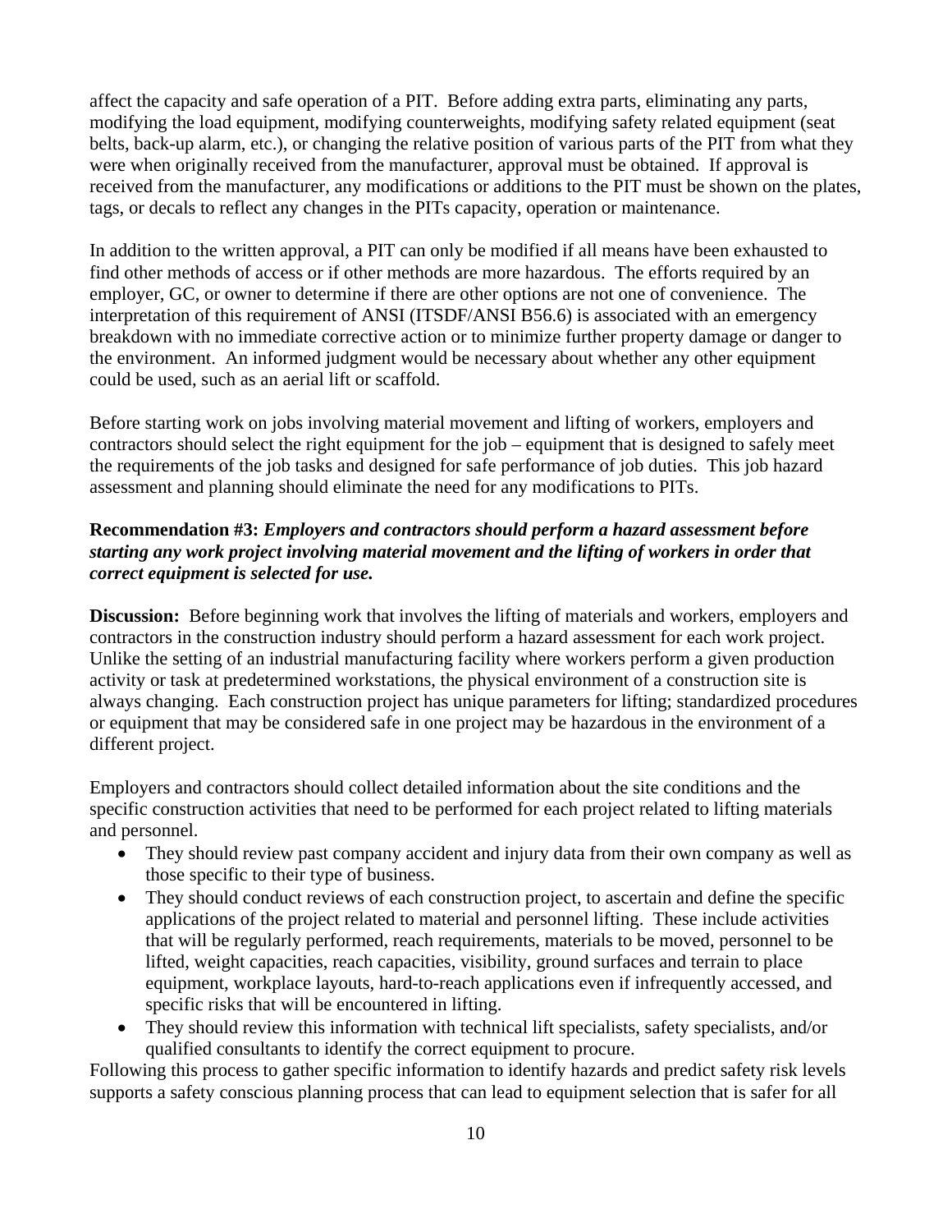affect the capacity and safe operation of a PIT. Before adding extra parts, eliminating any parts, modifying the load equipment, modifying counterweights, modifying safety related equipment (seat belts, back-up alarm, etc.), or changing the relative position of various parts of the PIT from what they were when originally received from the manufacturer, approval must be obtained. If approval is received from the manufacturer, any modifications or additions to the PIT must be shown on the plates, tags, or decals to reflect any changes in the PITs capacity, operation or maintenance.

In addition to the written approval, a PIT can only be modified if all means have been exhausted to find other methods of access or if other methods are more hazardous. The efforts required by an employer, GC, or owner to determine if there are other options are not one of convenience. The interpretation of this requirement of ANSI (ITSDF/ANSI B56.6) is associated with an emergency breakdown with no immediate corrective action or to minimize further property damage or danger to the environment. An informed judgment would be necessary about whether any other equipment could be used, such as an aerial lift or scaffold.

Before starting work on jobs involving material movement and lifting of workers, employers and contractors should select the right equipment for the job – equipment that is designed to safely meet the requirements of the job tasks and designed for safe performance of job duties. This job hazard assessment and planning should eliminate the need for any modifications to PITs.

**Recommendation #3:** ***Employers and contractors should perform a hazard assessment before starting any work project involving material movement and the lifting of workers in order that correct equipment is selected for use.***

**Discussion:** Before beginning work that involves the lifting of materials and workers, employers and contractors in the construction industry should perform a hazard assessment for each work project. Unlike the setting of an industrial manufacturing facility where workers perform a given production activity or task at predetermined workstations, the physical environment of a construction site is always changing. Each construction project has unique parameters for lifting; standardized procedures or equipment that may be considered safe in one project may be hazardous in the environment of a different project.

Employers and contractors should collect detailed information about the site conditions and the specific construction activities that need to be performed for each project related to lifting materials and personnel.

- They should review past company accident and injury data from their own company as well as those specific to their type of business.
- They should conduct reviews of each construction project, to ascertain and define the specific applications of the project related to material and personnel lifting. These include activities that will be regularly performed, reach requirements, materials to be moved, personnel to be lifted, weight capacities, reach capacities, visibility, ground surfaces and terrain to place equipment, workplace layouts, hard-to-reach applications even if infrequently accessed, and specific risks that will be encountered in lifting.
- They should review this information with technical lift specialists, safety specialists, and/or qualified consultants to identify the correct equipment to procure.

Following this process to gather specific information to identify hazards and predict safety risk levels supports a safety conscious planning process that can lead to equipment selection that is safer for all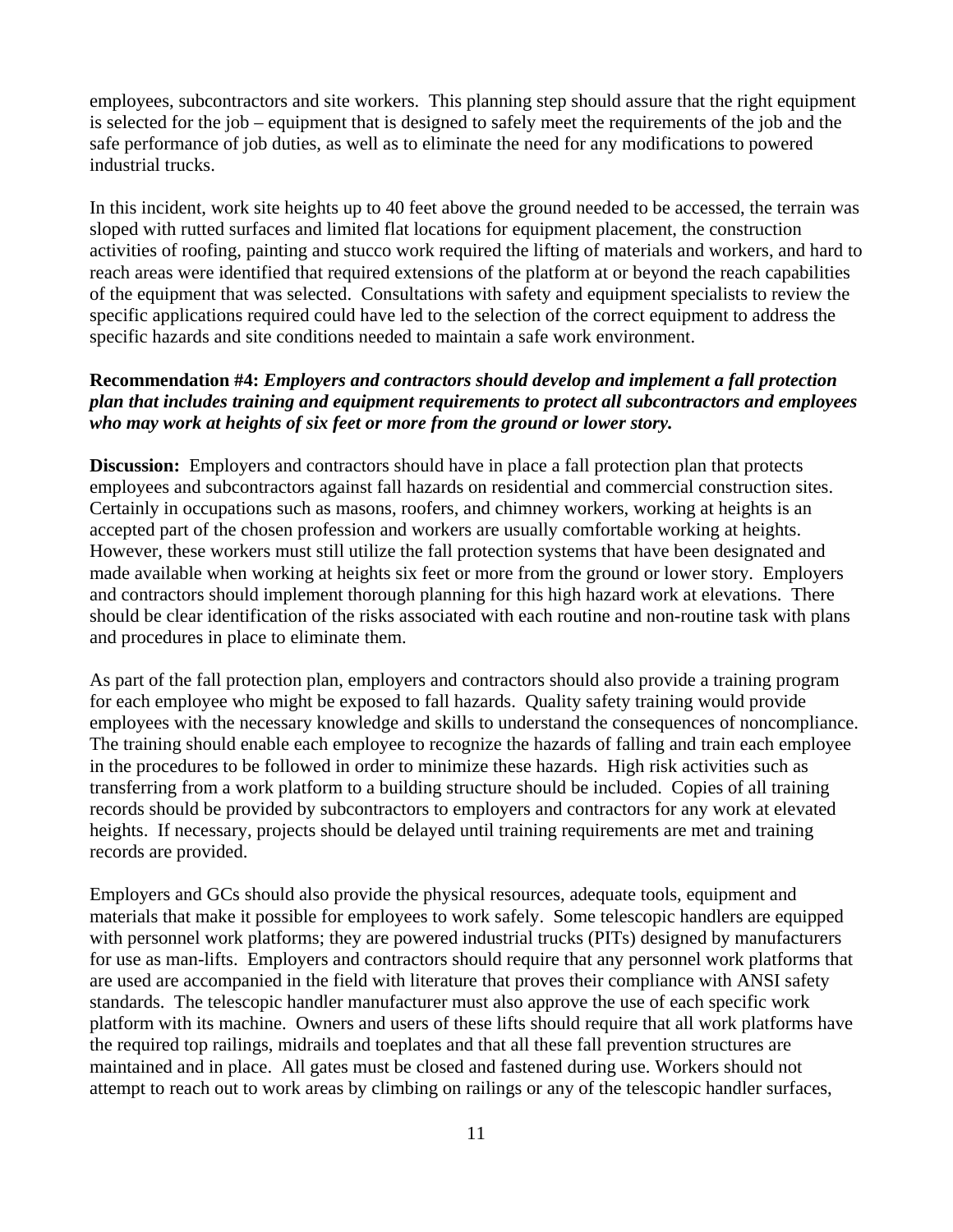employees, subcontractors and site workers. This planning step should assure that the right equipment is selected for the job – equipment that is designed to safely meet the requirements of the job and the safe performance of job duties, as well as to eliminate the need for any modifications to powered industrial trucks.

In this incident, work site heights up to 40 feet above the ground needed to be accessed, the terrain was sloped with rutted surfaces and limited flat locations for equipment placement, the construction activities of roofing, painting and stucco work required the lifting of materials and workers, and hard to reach areas were identified that required extensions of the platform at or beyond the reach capabilities of the equipment that was selected. Consultations with safety and equipment specialists to review the specific applications required could have led to the selection of the correct equipment to address the specific hazards and site conditions needed to maintain a safe work environment.

**Recommendation #4:** ***Employers and contractors should develop and implement a fall protection plan that includes training and equipment requirements to protect all subcontractors and employees who may work at heights of six feet or more from the ground or lower story.***

**Discussion:** Employers and contractors should have in place a fall protection plan that protects employees and subcontractors against fall hazards on residential and commercial construction sites. Certainly in occupations such as masons, roofers, and chimney workers, working at heights is an accepted part of the chosen profession and workers are usually comfortable working at heights. However, these workers must still utilize the fall protection systems that have been designated and made available when working at heights six feet or more from the ground or lower story. Employers and contractors should implement thorough planning for this high hazard work at elevations. There should be clear identification of the risks associated with each routine and non-routine task with plans and procedures in place to eliminate them.

As part of the fall protection plan, employers and contractors should also provide a training program for each employee who might be exposed to fall hazards. Quality safety training would provide employees with the necessary knowledge and skills to understand the consequences of noncompliance. The training should enable each employee to recognize the hazards of falling and train each employee in the procedures to be followed in order to minimize these hazards. High risk activities such as transferring from a work platform to a building structure should be included. Copies of all training records should be provided by subcontractors to employers and contractors for any work at elevated heights. If necessary, projects should be delayed until training requirements are met and training records are provided.

Employers and GCs should also provide the physical resources, adequate tools, equipment and materials that make it possible for employees to work safely. Some telescopic handlers are equipped with personnel work platforms; they are powered industrial trucks (PITs) designed by manufacturers for use as man-lifts. Employers and contractors should require that any personnel work platforms that are used are accompanied in the field with literature that proves their compliance with ANSI safety standards. The telescopic handler manufacturer must also approve the use of each specific work platform with its machine. Owners and users of these lifts should require that all work platforms have the required top railings, midrails and toeplates and that all these fall prevention structures are maintained and in place. All gates must be closed and fastened during use. Workers should not attempt to reach out to work areas by climbing on railings or any of the telescopic handler surfaces,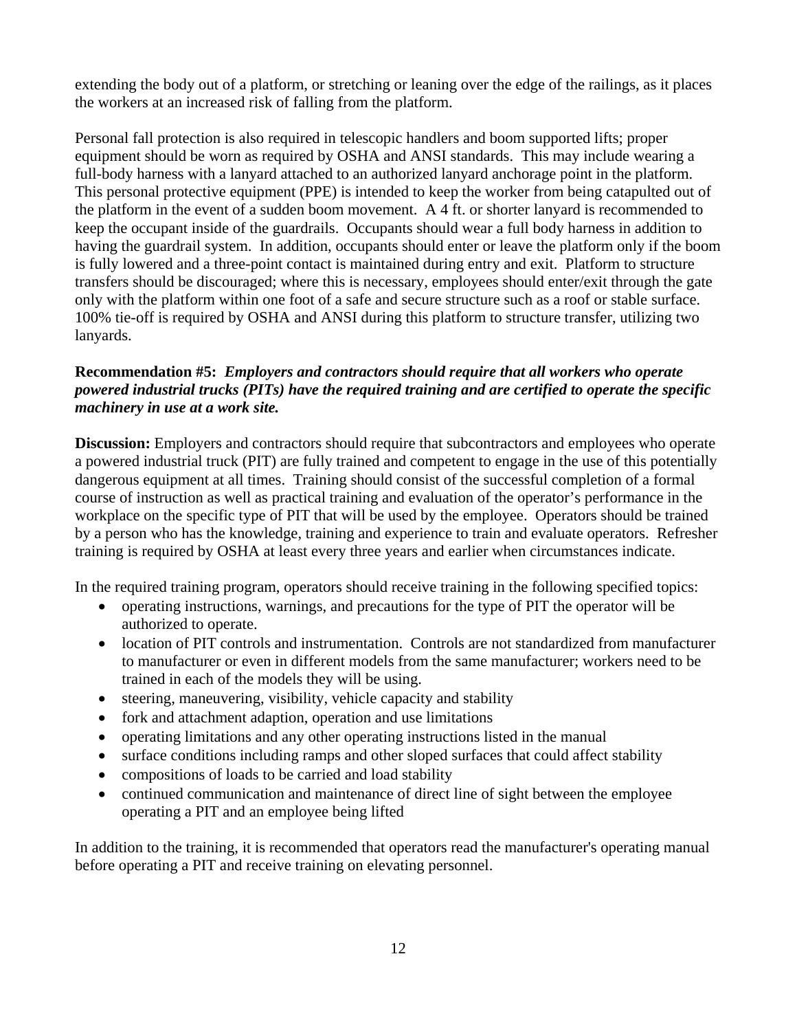extending the body out of a platform, or stretching or leaning over the edge of the railings, as it places the workers at an increased risk of falling from the platform.

Personal fall protection is also required in telescopic handlers and boom supported lifts; proper equipment should be worn as required by OSHA and ANSI standards. This may include wearing a full-body harness with a lanyard attached to an authorized lanyard anchorage point in the platform. This personal protective equipment (PPE) is intended to keep the worker from being catapulted out of the platform in the event of a sudden boom movement. A 4 ft. or shorter lanyard is recommended to keep the occupant inside of the guardrails. Occupants should wear a full body harness in addition to having the guardrail system. In addition, occupants should enter or leave the platform only if the boom is fully lowered and a three-point contact is maintained during entry and exit. Platform to structure transfers should be discouraged; where this is necessary, employees should enter/exit through the gate only with the platform within one foot of a safe and secure structure such as a roof or stable surface. 100% tie-off is required by OSHA and ANSI during this platform to structure transfer, utilizing two lanyards.

**Recommendation #5:** ***Employers and contractors should require that all workers who operate powered industrial trucks (PITs) have the required training and are certified to operate the specific machinery in use at a work site.***

**Discussion:** Employers and contractors should require that subcontractors and employees who operate a powered industrial truck (PIT) are fully trained and competent to engage in the use of this potentially dangerous equipment at all times. Training should consist of the successful completion of a formal course of instruction as well as practical training and evaluation of the operator's performance in the workplace on the specific type of PIT that will be used by the employee. Operators should be trained by a person who has the knowledge, training and experience to train and evaluate operators. Refresher training is required by OSHA at least every three years and earlier when circumstances indicate.

In the required training program, operators should receive training in the following specified topics:

- operating instructions, warnings, and precautions for the type of PIT the operator will be authorized to operate.
- location of PIT controls and instrumentation. Controls are not standardized from manufacturer to manufacturer or even in different models from the same manufacturer; workers need to be trained in each of the models they will be using.
- steering, maneuvering, visibility, vehicle capacity and stability
- fork and attachment adaption, operation and use limitations
- operating limitations and any other operating instructions listed in the manual
- surface conditions including ramps and other sloped surfaces that could affect stability
- compositions of loads to be carried and load stability
- continued communication and maintenance of direct line of sight between the employee operating a PIT and an employee being lifted

In addition to the training, it is recommended that operators read the manufacturer's operating manual before operating a PIT and receive training on elevating personnel.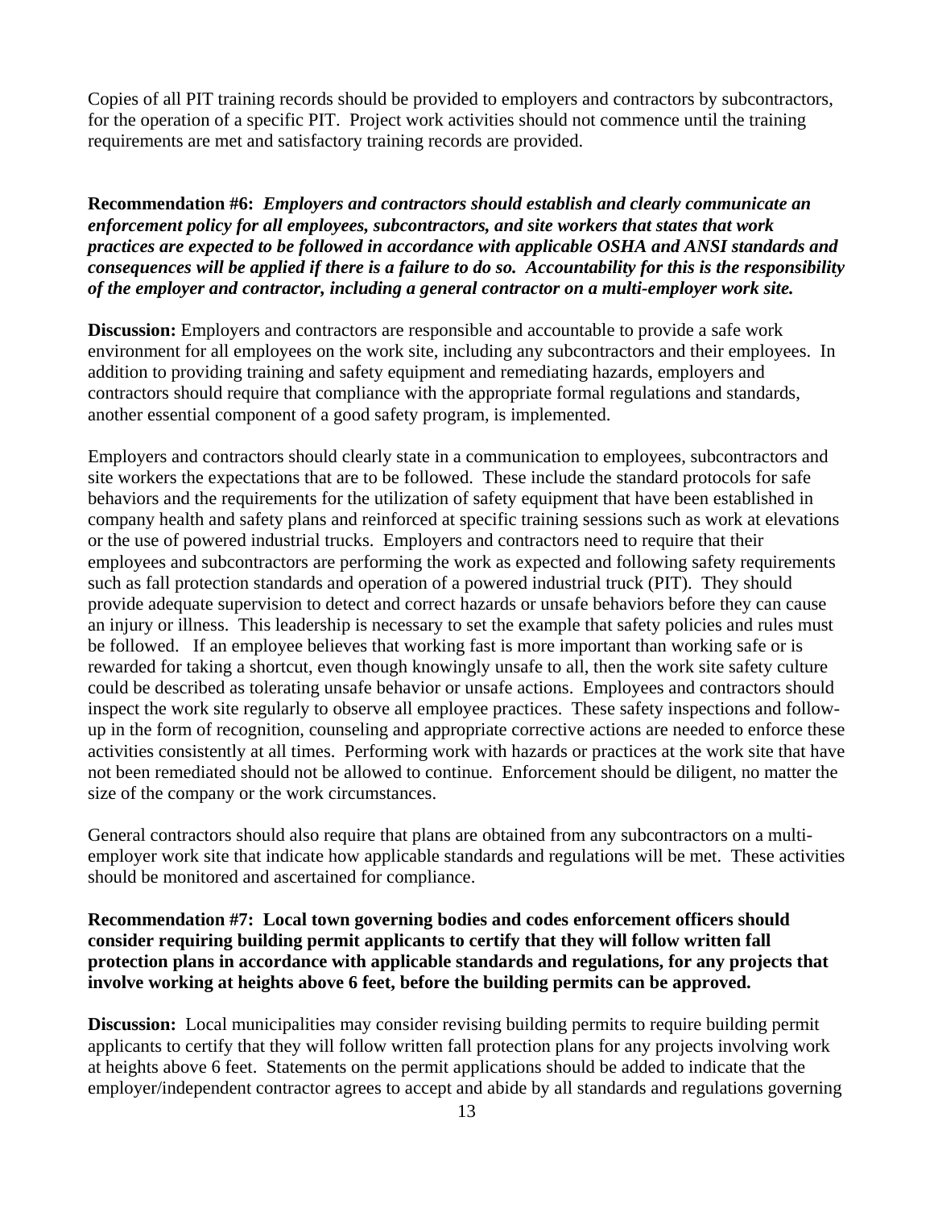Copies of all PIT training records should be provided to employers and contractors by subcontractors, for the operation of a specific PIT. Project work activities should not commence until the training requirements are met and satisfactory training records are provided.

**Recommendation #6:** ***Employers and contractors should establish and clearly communicate an enforcement policy for all employees, subcontractors, and site workers that states that work practices are expected to be followed in accordance with applicable OSHA and ANSI standards and consequences will be applied if there is a failure to do so. Accountability for this is the responsibility of the employer and contractor, including a general contractor on a multi-employer work site.***

**Discussion:** Employers and contractors are responsible and accountable to provide a safe work environment for all employees on the work site, including any subcontractors and their employees. In addition to providing training and safety equipment and remediating hazards, employers and contractors should require that compliance with the appropriate formal regulations and standards, another essential component of a good safety program, is implemented.

Employers and contractors should clearly state in a communication to employees, subcontractors and site workers the expectations that are to be followed. These include the standard protocols for safe behaviors and the requirements for the utilization of safety equipment that have been established in company health and safety plans and reinforced at specific training sessions such as work at elevations or the use of powered industrial trucks. Employers and contractors need to require that their employees and subcontractors are performing the work as expected and following safety requirements such as fall protection standards and operation of a powered industrial truck (PIT). They should provide adequate supervision to detect and correct hazards or unsafe behaviors before they can cause an injury or illness. This leadership is necessary to set the example that safety policies and rules must be followed. If an employee believes that working fast is more important than working safe or is rewarded for taking a shortcut, even though knowingly unsafe to all, then the work site safety culture could be described as tolerating unsafe behavior or unsafe actions. Employees and contractors should inspect the work site regularly to observe all employee practices. These safety inspections and follow-up in the form of recognition, counseling and appropriate corrective actions are needed to enforce these activities consistently at all times. Performing work with hazards or practices at the work site that have not been remediated should not be allowed to continue. Enforcement should be diligent, no matter the size of the company or the work circumstances.

General contractors should also require that plans are obtained from any subcontractors on a multi-employer work site that indicate how applicable standards and regulations will be met. These activities should be monitored and ascertained for compliance.

**Recommendation #7: Local town governing bodies and codes enforcement officers should consider requiring building permit applicants to certify that they will follow written fall protection plans in accordance with applicable standards and regulations, for any projects that involve working at heights above 6 feet, before the building permits can be approved.**

**Discussion:** Local municipalities may consider revising building permits to require building permit applicants to certify that they will follow written fall protection plans for any projects involving work at heights above 6 feet. Statements on the permit applications should be added to indicate that the employer/independent contractor agrees to accept and abide by all standards and regulations governing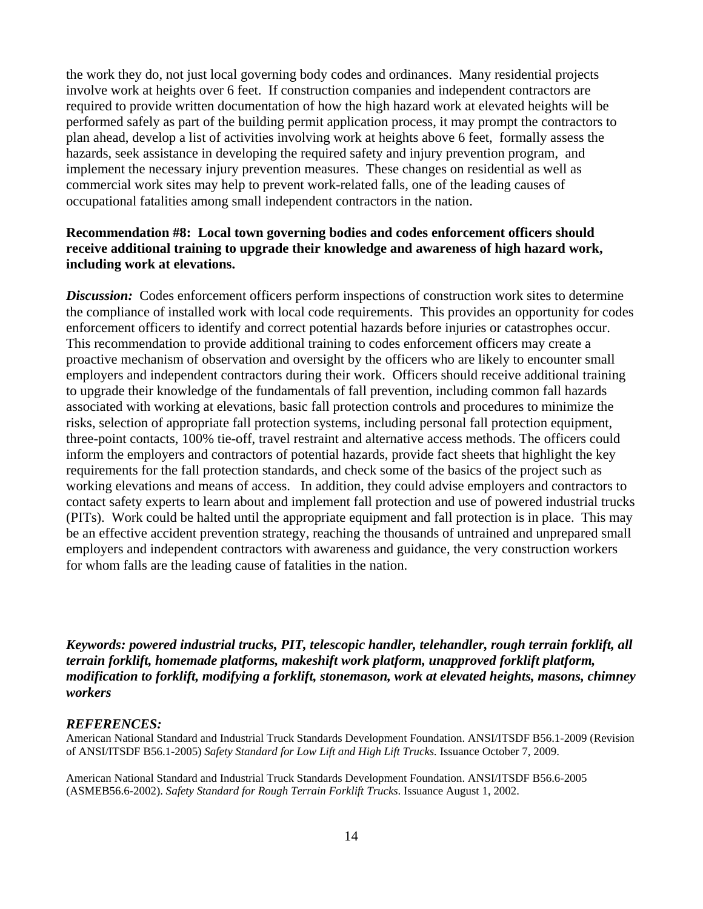the work they do, not just local governing body codes and ordinances. Many residential projects involve work at heights over 6 feet. If construction companies and independent contractors are required to provide written documentation of how the high hazard work at elevated heights will be performed safely as part of the building permit application process, it may prompt the contractors to plan ahead, develop a list of activities involving work at heights above 6 feet, formally assess the hazards, seek assistance in developing the required safety and injury prevention program, and implement the necessary injury prevention measures. These changes on residential as well as commercial work sites may help to prevent work-related falls, one of the leading causes of occupational fatalities among small independent contractors in the nation.

**Recommendation #8: Local town governing bodies and codes enforcement officers should receive additional training to upgrade their knowledge and awareness of high hazard work, including work at elevations.**

***Discussion:*** Codes enforcement officers perform inspections of construction work sites to determine the compliance of installed work with local code requirements. This provides an opportunity for codes enforcement officers to identify and correct potential hazards before injuries or catastrophes occur. This recommendation to provide additional training to codes enforcement officers may create a proactive mechanism of observation and oversight by the officers who are likely to encounter small employers and independent contractors during their work. Officers should receive additional training to upgrade their knowledge of the fundamentals of fall prevention, including common fall hazards associated with working at elevations, basic fall protection controls and procedures to minimize the risks, selection of appropriate fall protection systems, including personal fall protection equipment, three-point contacts, 100% tie-off, travel restraint and alternative access methods. The officers could inform the employers and contractors of potential hazards, provide fact sheets that highlight the key requirements for the fall protection standards, and check some of the basics of the project such as working elevations and means of access. In addition, they could advise employers and contractors to contact safety experts to learn about and implement fall protection and use of powered industrial trucks (PITs). Work could be halted until the appropriate equipment and fall protection is in place. This may be an effective accident prevention strategy, reaching the thousands of untrained and unprepared small employers and independent contractors with awareness and guidance, the very construction workers for whom falls are the leading cause of fatalities in the nation.

***Keywords: powered industrial trucks, PIT, telescopic handler, telehandler, rough terrain forklift, all terrain forklift, homemade platforms, makeshift work platform, unapproved forklift platform, modification to forklift, modifying a forklift, stonemason, work at elevated heights, masons, chimney workers***

### *REFERENCES:*

American National Standard and Industrial Truck Standards Development Foundation. ANSI/ITSDF B56.1-2009 (Revision of ANSI/ITSDF B56.1-2005) *Safety Standard for Low Lift and High Lift Trucks.* Issuance October 7, 2009.

American National Standard and Industrial Truck Standards Development Foundation. ANSI/ITSDF B56.6-2005 (ASMEB56.6-2002). *Safety Standard for Rough Terrain Forklift Trucks*. Issuance August 1, 2002.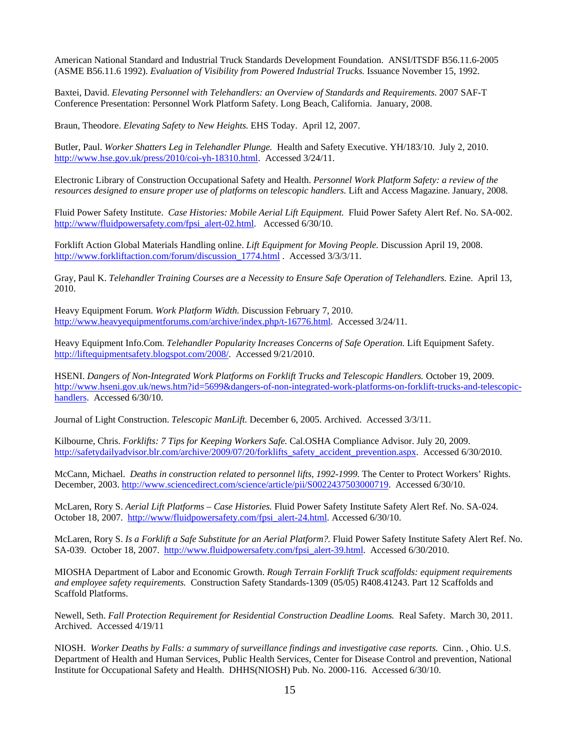American National Standard and Industrial Truck Standards Development Foundation. ANSI/ITSDF B56.11.6-2005 (ASME B56.11.6 1992). *Evaluation of Visibility from Powered Industrial Trucks.* Issuance November 15, 1992.

Baxtei, David. *Elevating Personnel with Telehandlers: an Overview of Standards and Requirements.* 2007 SAF-T Conference Presentation: Personnel Work Platform Safety. Long Beach, California. January, 2008.

Braun, Theodore. *Elevating Safety to New Heights.* EHS Today. April 12, 2007.

Butler, Paul. *Worker Shatters Leg in Telehandler Plunge.* Health and Safety Executive. YH/183/10. July 2, 2010. http://www.hse.gov.uk/press/2010/coi-yh-18310.html. Accessed 3/24/11.

Electronic Library of Construction Occupational Safety and Health. *Personnel Work Platform Safety: a review of the resources designed to ensure proper use of platforms on telescopic handlers.* Lift and Access Magazine. January, 2008.

Fluid Power Safety Institute. *Case Histories: Mobile Aerial Lift Equipment.* Fluid Power Safety Alert Ref. No. SA-002. http://www/fluidpowersafety.com/fpsi_alert-02.html. Accessed 6/30/10.

Forklift Action Global Materials Handling online. *Lift Equipment for Moving People.* Discussion April 19, 2008. http://www.forkliftaction.com/forum/discussion_1774.html . Accessed 3/3/11.

Gray, Paul K. *Telehandler Training Courses are a Necessity to Ensure Safe Operation of Telehandlers.* Ezine. April 13, 2010.

Heavy Equipment Forum. *Work Platform Width.* Discussion February 7, 2010. http://www.heavyequipmentforums.com/archive/index.php/t-16776.html. Accessed 3/24/11.

Heavy Equipment Info.Com. *Telehandler Popularity Increases Concerns of Safe Operation.* Lift Equipment Safety. http://liftequipmentsafety.blogspot.com/2008/. Accessed 9/21/2010.

HSENI. *Dangers of Non-Integrated Work Platforms on Forklift Trucks and Telescopic Handlers.* October 19, 2009. http://www.hseni.gov.uk/news.htm?id=5699&dangers-of-non-integrated-work-platforms-on-forklift-trucks-and-telescopic-handlers. Accessed 6/30/10.

Journal of Light Construction. *Telescopic ManLift.* December 6, 2005. Archived. Accessed 3/3/11.

Kilbourne, Chris. *Forklifts: 7 Tips for Keeping Workers Safe.* Cal.OSHA Compliance Advisor. July 20, 2009. http://safetydailyadvisor.blr.com/archive/2009/07/20/forklifts_safety_accident_prevention.aspx. Accessed 6/30/2010.

McCann, Michael. *Deaths in construction related to personnel lifts, 1992-1999.* The Center to Protect Workers' Rights. December, 2003. http://www.sciencedirect.com/science/article/pii/S0022437503000719. Accessed 6/30/10.

McLaren, Rory S. *Aerial Lift Platforms – Case Histories.* Fluid Power Safety Institute Safety Alert Ref. No. SA-024. October 18, 2007. http://www/fluidpowersafety.com/fpsi_alert-24.html. Accessed 6/30/10.

McLaren, Rory S. *Is a Forklift a Safe Substitute for an Aerial Platform?.* Fluid Power Safety Institute Safety Alert Ref. No. SA-039. October 18, 2007. http://www.fluidpowersafety.com/fpsi_alert-39.html. Accessed 6/30/2010.

MIOSHA Department of Labor and Economic Growth. *Rough Terrain Forklift Truck scaffolds: equipment requirements and employee safety requirements.* Construction Safety Standards-1309 (05/05) R408.41243. Part 12 Scaffolds and Scaffold Platforms.

Newell, Seth. *Fall Protection Requirement for Residential Construction Deadline Looms.* Real Safety. March 30, 2011. Archived. Accessed 4/19/11

NIOSH. *Worker Deaths by Falls: a summary of surveillance findings and investigative case reports.* Cinn. , Ohio. U.S. Department of Health and Human Services, Public Health Services, Center for Disease Control and prevention, National Institute for Occupational Safety and Health. DHHS(NIOSH) Pub. No. 2000-116. Accessed 6/30/10.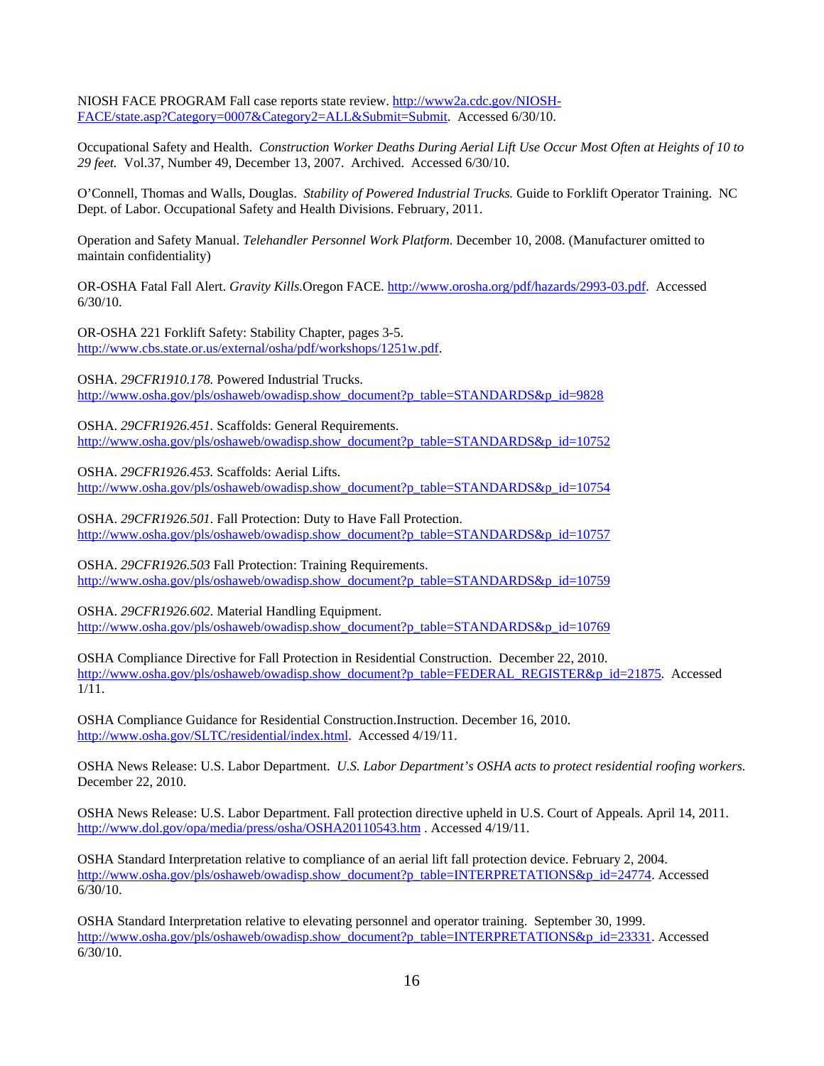NIOSH FACE PROGRAM Fall case reports state review. http://www2a.cdc.gov/NIOSH-FACE/state.asp?Category=0007&Category2=ALL&Submit=Submit. Accessed 6/30/10.

Occupational Safety and Health. *Construction Worker Deaths During Aerial Lift Use Occur Most Often at Heights of 10 to 29 feet.* Vol.37, Number 49, December 13, 2007. Archived. Accessed 6/30/10.

O'Connell, Thomas and Walls, Douglas. *Stability of Powered Industrial Trucks.* Guide to Forklift Operator Training. NC Dept. of Labor. Occupational Safety and Health Divisions. February, 2011.

Operation and Safety Manual. *Telehandler Personnel Work Platform.* December 10, 2008. (Manufacturer omitted to maintain confidentiality)

OR-OSHA Fatal Fall Alert. *Gravity Kills.*Oregon FACE. http://www.orosha.org/pdf/hazards/2993-03.pdf. Accessed 6/30/10.

OR-OSHA 221 Forklift Safety: Stability Chapter, pages 3-5. http://www.cbs.state.or.us/external/osha/pdf/workshops/1251w.pdf.

OSHA. *29CFR1910.178.* Powered Industrial Trucks. http://www.osha.gov/pls/oshaweb/owadisp.show_document?p_table=STANDARDS&p_id=9828

OSHA. *29CFR1926.451.* Scaffolds: General Requirements. http://www.osha.gov/pls/oshaweb/owadisp.show_document?p_table=STANDARDS&p_id=10752

OSHA. *29CFR1926.453.* Scaffolds: Aerial Lifts. http://www.osha.gov/pls/oshaweb/owadisp.show_document?p_table=STANDARDS&p_id=10754

OSHA. *29CFR1926.501.* Fall Protection: Duty to Have Fall Protection. http://www.osha.gov/pls/oshaweb/owadisp.show_document?p_table=STANDARDS&p_id=10757

OSHA. *29CFR1926.503* Fall Protection: Training Requirements. http://www.osha.gov/pls/oshaweb/owadisp.show_document?p_table=STANDARDS&p_id=10759

OSHA. *29CFR1926.602.* Material Handling Equipment. http://www.osha.gov/pls/oshaweb/owadisp.show_document?p_table=STANDARDS&p_id=10769

OSHA Compliance Directive for Fall Protection in Residential Construction. December 22, 2010. http://www.osha.gov/pls/oshaweb/owadisp.show_document?p_table=FEDERAL_REGISTER&p_id=21875. Accessed 1/11.

OSHA Compliance Guidance for Residential Construction.Instruction. December 16, 2010. http://www.osha.gov/SLTC/residential/index.html. Accessed 4/19/11.

OSHA News Release: U.S. Labor Department. *U.S. Labor Department's OSHA acts to protect residential roofing workers.* December 22, 2010.

OSHA News Release: U.S. Labor Department. Fall protection directive upheld in U.S. Court of Appeals. April 14, 2011. http://www.dol.gov/opa/media/press/osha/OSHA20110543.htm . Accessed 4/19/11.

OSHA Standard Interpretation relative to compliance of an aerial lift fall protection device. February 2, 2004. http://www.osha.gov/pls/oshaweb/owadisp.show_document?p_table=INTERPRETATIONS&p_id=24774. Accessed 6/30/10.

OSHA Standard Interpretation relative to elevating personnel and operator training. September 30, 1999. http://www.osha.gov/pls/oshaweb/owadisp.show_document?p_table=INTERPRETATIONS&p_id=23331. Accessed 6/30/10.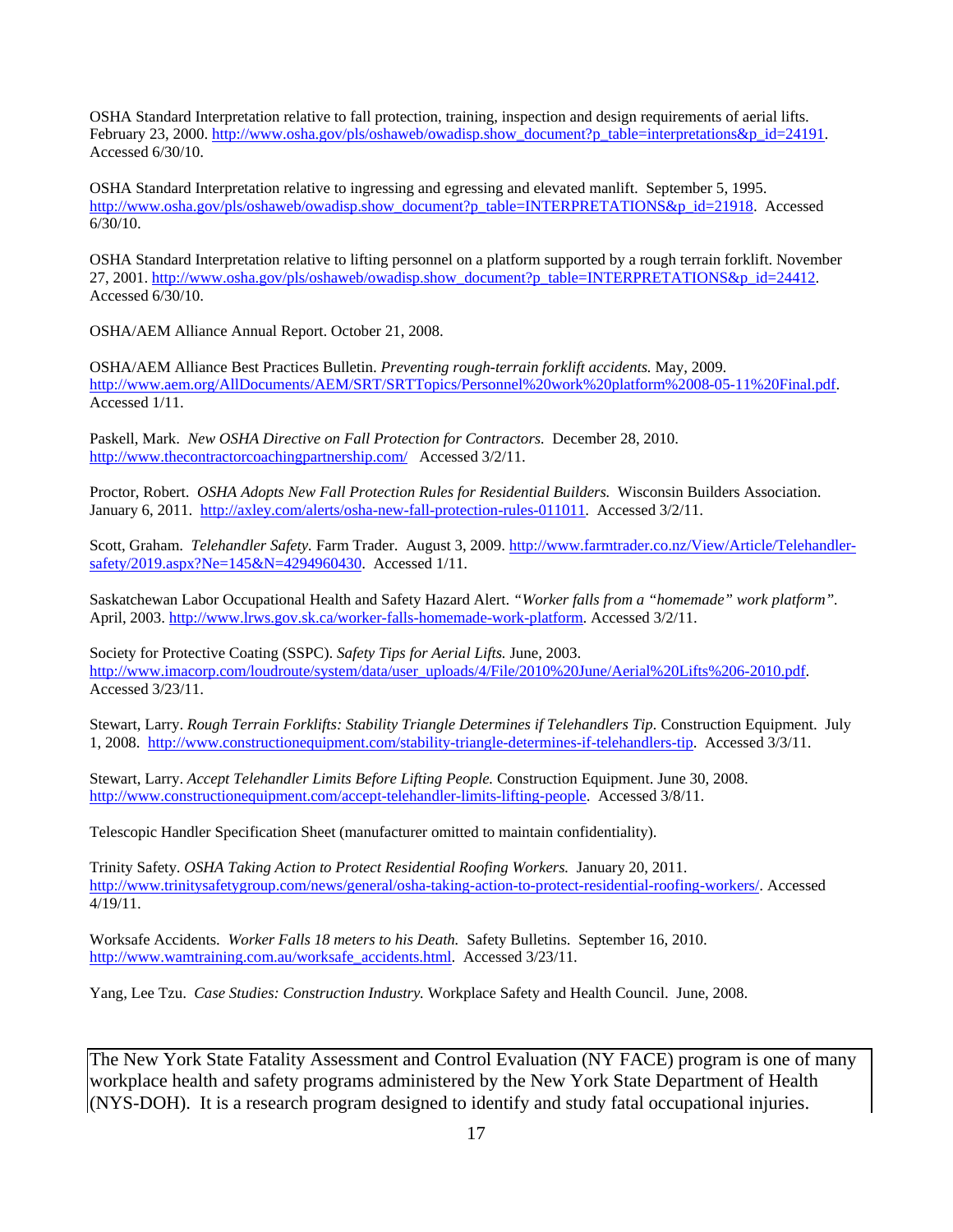OSHA Standard Interpretation relative to fall protection, training, inspection and design requirements of aerial lifts. February 23, 2000. http://www.osha.gov/pls/oshaweb/owadisp.show_document?p_table=interpretations&p_id=24191. Accessed 6/30/10.

OSHA Standard Interpretation relative to ingressing and egressing and elevated manlift. September 5, 1995. http://www.osha.gov/pls/oshaweb/owadisp.show_document?p_table=INTERPRETATIONS&p_id=21918. Accessed 6/30/10.

OSHA Standard Interpretation relative to lifting personnel on a platform supported by a rough terrain forklift. November 27, 2001. http://www.osha.gov/pls/oshaweb/owadisp.show_document?p_table=INTERPRETATIONS&p_id=24412. Accessed 6/30/10.

OSHA/AEM Alliance Annual Report. October 21, 2008.

OSHA/AEM Alliance Best Practices Bulletin. *Preventing rough-terrain forklift accidents.* May, 2009. http://www.aem.org/AllDocuments/AEM/SRT/SRTTopics/Personnel%20work%20platform%2008-05-11%20Final.pdf. Accessed 1/11.

Paskell, Mark. *New OSHA Directive on Fall Protection for Contractors.* December 28, 2010. http://www.thecontractorcoachingpartnership.com/ Accessed 3/2/11.

Proctor, Robert. *OSHA Adopts New Fall Protection Rules for Residential Builders.* Wisconsin Builders Association. January 6, 2011. http://axley.com/alerts/osha-new-fall-protection-rules-011011. Accessed 3/2/11.

Scott, Graham. *Telehandler Safety*. Farm Trader. August 3, 2009. http://www.farmtrader.co.nz/View/Article/Telehandler-safety/2019.aspx?Ne=145&N=4294960430. Accessed 1/11.

Saskatchewan Labor Occupational Health and Safety Hazard Alert. *"Worker falls from a "homemade" work platform"*. April, 2003. http://www.lrws.gov.sk.ca/worker-falls-homemade-work-platform. Accessed 3/2/11.

Society for Protective Coating (SSPC). *Safety Tips for Aerial Lifts.* June, 2003. http://www.imacorp.com/loudroute/system/data/user_uploads/4/File/2010%20June/Aerial%20Lifts%206-2010.pdf. Accessed 3/23/11.

Stewart, Larry. *Rough Terrain Forklifts: Stability Triangle Determines if Telehandlers Tip.* Construction Equipment. July 1, 2008. http://www.constructionequipment.com/stability-triangle-determines-if-telehandlers-tip. Accessed 3/3/11.

Stewart, Larry. *Accept Telehandler Limits Before Lifting People.* Construction Equipment. June 30, 2008. http://www.constructionequipment.com/accept-telehandler-limits-lifting-people. Accessed 3/8/11.

Telescopic Handler Specification Sheet (manufacturer omitted to maintain confidentiality).

Trinity Safety. *OSHA Taking Action to Protect Residential Roofing Workers.* January 20, 2011. http://www.trinitysafetygroup.com/news/general/osha-taking-action-to-protect-residential-roofing-workers/. Accessed 4/19/11.

Worksafe Accidents. *Worker Falls 18 meters to his Death.* Safety Bulletins. September 16, 2010. http://www.wamtraining.com.au/worksafe_accidents.html. Accessed 3/23/11.

Yang, Lee Tzu. *Case Studies: Construction Industry.* Workplace Safety and Health Council. June, 2008.

The New York State Fatality Assessment and Control Evaluation (NY FACE) program is one of many workplace health and safety programs administered by the New York State Department of Health (NYS-DOH). It is a research program designed to identify and study fatal occupational injuries.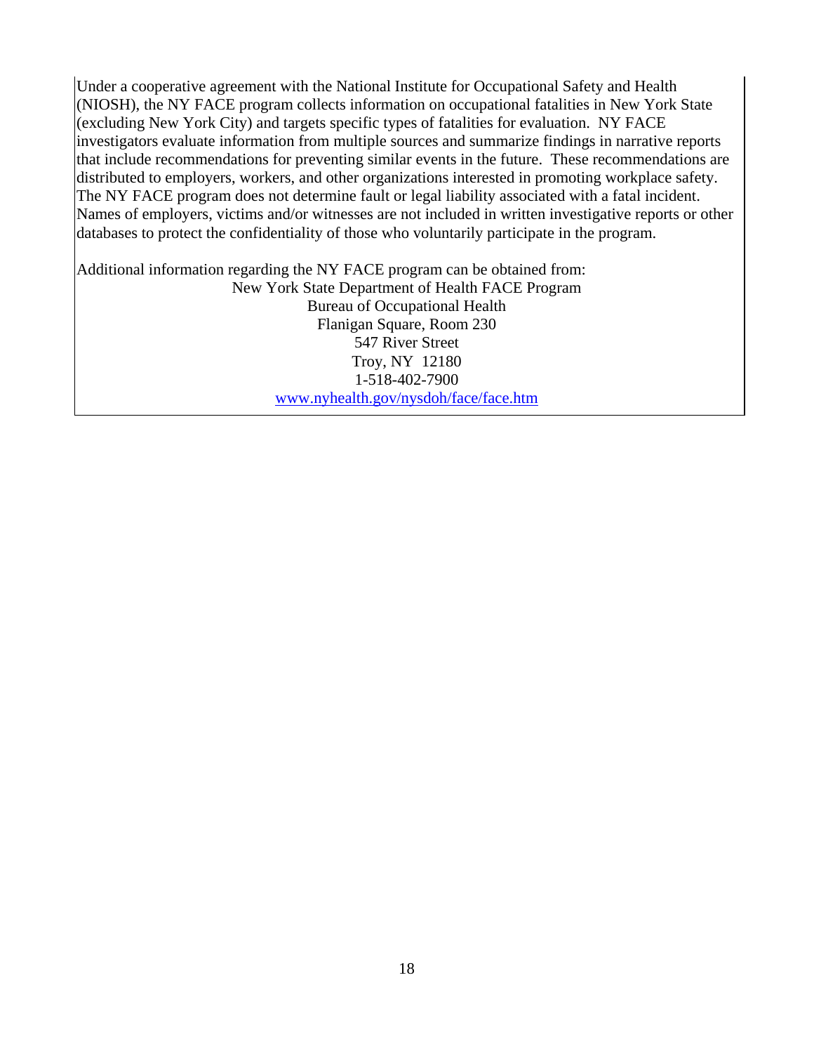Under a cooperative agreement with the National Institute for Occupational Safety and Health (NIOSH), the NY FACE program collects information on occupational fatalities in New York State (excluding New York City) and targets specific types of fatalities for evaluation. NY FACE investigators evaluate information from multiple sources and summarize findings in narrative reports that include recommendations for preventing similar events in the future. These recommendations are distributed to employers, workers, and other organizations interested in promoting workplace safety. The NY FACE program does not determine fault or legal liability associated with a fatal incident. Names of employers, victims and/or witnesses are not included in written investigative reports or other databases to protect the confidentiality of those who voluntarily participate in the program.

Additional information regarding the NY FACE program can be obtained from:

New York State Department of Health FACE Program
Bureau of Occupational Health
Flanigan Square, Room 230
547 River Street
Troy, NY 12180
1-518-402-7900
www.nyhealth.gov/nysdoh/face/face.htm